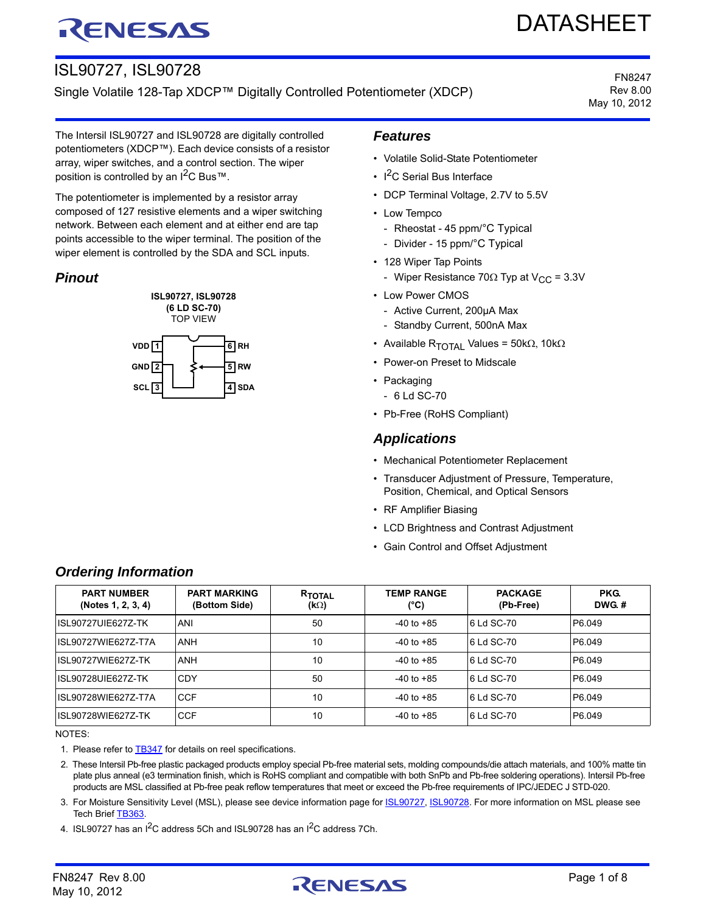# ISL90727, ISL90728

Single Volatile 128-Tap XDCP™ Digitally Controlled Potentiometer (XDCP)

FN8247
Rev 8.00
May 10, 2012

The Intersil ISL90727 and ISL90728 are digitally controlled potentiometers (XDCP™). Each device consists of a resistor array, wiper switches, and a control section. The wiper position is controlled by an $I^2C$ Bus™.

The potentiometer is implemented by a resistor array composed of 127 resistive elements and a wiper switching network. Between each element and at either end are tap points accessible to the wiper terminal. The position of the wiper element is controlled by the SDA and SCL inputs.

## Pinout

**ISL90727, ISL90728**
**(6 LD SC-70)**
TOP VIEW

| Pin | Name | Pin | Name |
|---|---|---|---|
| 1 | VDD | 6 | RH |
| 2 | GND | 5 | RW |
| 3 | SCL | 4 | SDA |

## Features

- Volatile Solid-State Potentiometer
- $I^2C$ Serial Bus Interface
- DCP Terminal Voltage, 2.7V to 5.5V
- Low Tempco
  - Rheostat - 45 ppm/°C Typical
  - Divider - 15 ppm/°C Typical
- 128 Wiper Tap Points
  - Wiper Resistance 70Ω Typ at $V_{CC}$ = 3.3V
- Low Power CMOS
  - Active Current, 200µA Max
  - Standby Current, 500nA Max
- Available $R_{TOTAL}$ Values = 50kΩ, 10kΩ
- Power-on Preset to Midscale
- Packaging
  - 6 Ld SC-70
- Pb-Free (RoHS Compliant)

## Applications

- Mechanical Potentiometer Replacement
- Transducer Adjustment of Pressure, Temperature, Position, Chemical, and Optical Sensors
- RF Amplifier Biasing
- LCD Brightness and Contrast Adjustment
- Gain Control and Offset Adjustment

## Ordering Information

| PART NUMBER (Notes 1, 2, 3, 4) | PART MARKING (Bottom Side) | $R_{TOTAL}$ (kΩ) | TEMP RANGE (°C) | PACKAGE (Pb-Free) | PKG. DWG. # |
|---|---|---|---|---|---|
| ISL90727UIE627Z-TK | ANI | 50 | -40 to +85 | 6 Ld SC-70 | P6.049 |
| ISL90727WIE627Z-T7A | ANH | 10 | -40 to +85 | 6 Ld SC-70 | P6.049 |
| ISL90727WIE627Z-TK | ANH | 10 | -40 to +85 | 6 Ld SC-70 | P6.049 |
| ISL90728UIE627Z-TK | CDY | 50 | -40 to +85 | 6 Ld SC-70 | P6.049 |
| ISL90728WIE627Z-T7A | CCF | 10 | -40 to +85 | 6 Ld SC-70 | P6.049 |
| ISL90728WIE627Z-TK | CCF | 10 | -40 to +85 | 6 Ld SC-70 | P6.049 |

NOTES:

1. Please refer to TB347 for details on reel specifications.
2. These Intersil Pb-free plastic packaged products employ special Pb-free material sets, molding compounds/die attach materials, and 100% matte tin plate plus anneal (e3 termination finish, which is RoHS compliant and compatible with both SnPb and Pb-free soldering operations). Intersil Pb-free products are MSL classified at Pb-free peak reflow temperatures that meet or exceed the Pb-free requirements of IPC/JEDEC J STD-020.
3. For Moisture Sensitivity Level (MSL), please see device information page for ISL90727, ISL90728. For more information on MSL please see Tech Brief TB363.
4. ISL90727 has an $I^2C$ address 5Ch and ISL90728 has an $I^2C$ address 7Ch.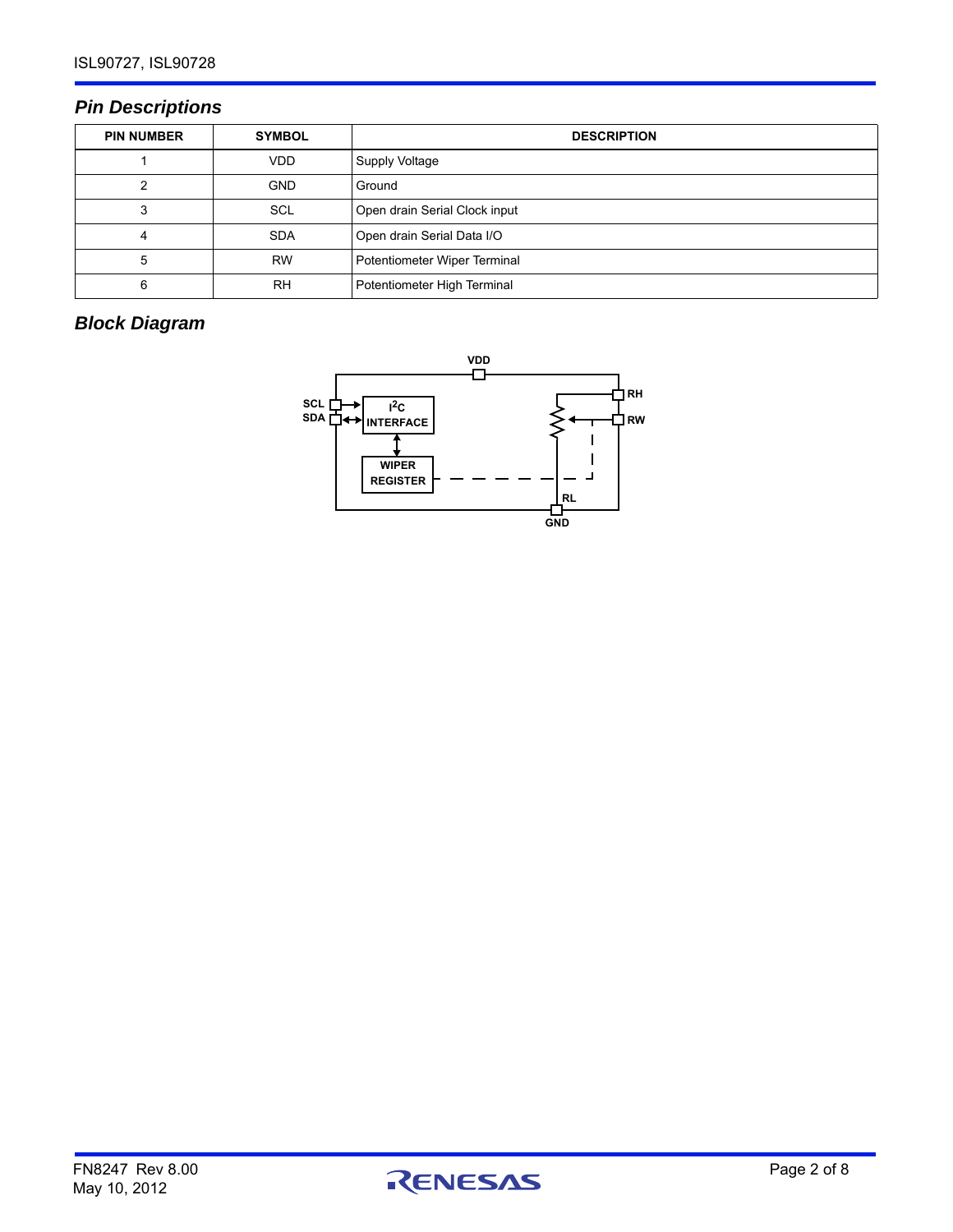## Pin Descriptions

| PIN NUMBER | SYMBOL | DESCRIPTION |
|---|---|---|
| 1 | VDD | Supply Voltage |
| 2 | GND | Ground |
| 3 | SCL | Open drain Serial Clock input |
| 4 | SDA | Open drain Serial Data I/O |
| 5 | RW | Potentiometer Wiper Terminal |
| 6 | RH | Potentiometer High Terminal |

## Block Diagram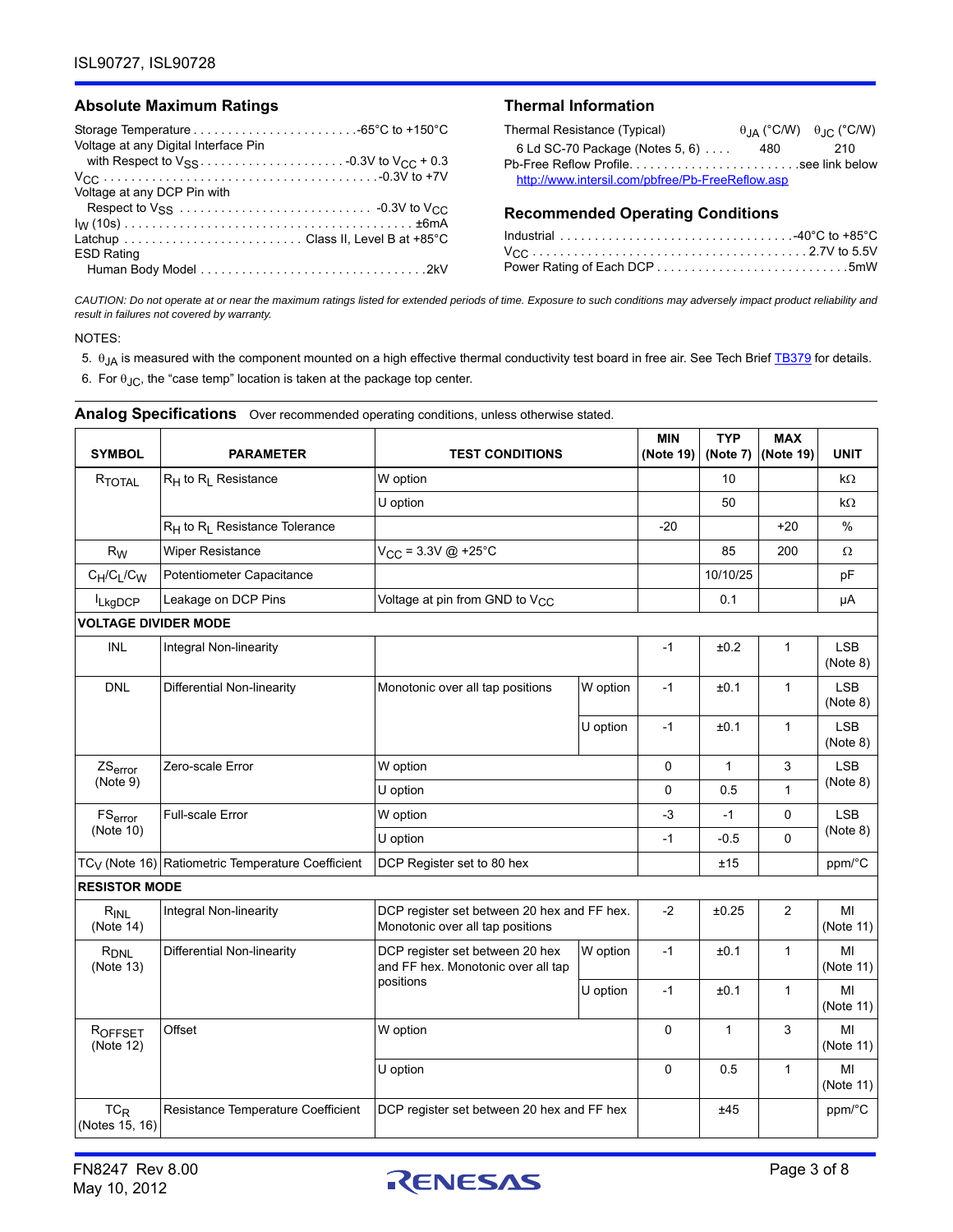## Absolute Maximum Ratings

Storage Temperature . . . . . . . . . . . . . . . . . . . . . . . -65°C to +150°C
Voltage at any Digital Interface Pin
with Respect to $V_{SS}$ . . . . . . . . . . . . . . . . . . . . -0.3V to $V_{CC}$ + 0.3
$V_{CC}$ . . . . . . . . . . . . . . . . . . . . . . . . . . . . . . . . . . . . . . -0.3V to +7V
Voltage at any DCP Pin with
Respect to $V_{SS}$ . . . . . . . . . . . . . . . . . . . . . . . . . . . -0.3V to $V_{CC}$
$I_W$ (10s) . . . . . . . . . . . . . . . . . . . . . . . . . . . . . . . . . . . . . . . . ±6mA
Latchup . . . . . . . . . . . . . . . . . . . . . . . . . . Class II, Level B at +85°C
ESD Rating
Human Body Model . . . . . . . . . . . . . . . . . . . . . . . . . . . . . . . .2kV

## Thermal Information

| Thermal Resistance (Typical) | $\theta_{JA}$ (°C/W) | $\theta_{JC}$ (°C/W) |
|---|---|---|
| 6 Ld SC-70 Package (Notes 5, 6) | 480 | 210 |

Pb-Free Reflow Profile. . . . . . . . . . . . . . . . . . . . . . . . .see link below
http://www.intersil.com/pbfree/Pb-FreeReflow.asp

## Recommended Operating Conditions

Industrial . . . . . . . . . . . . . . . . . . . . . . . . . . . . . . . . . .-40°C to +85°C
$V_{CC}$ . . . . . . . . . . . . . . . . . . . . . . . . . . . . . . . . . . . . . . 2.7V to 5.5V
Power Rating of Each DCP . . . . . . . . . . . . . . . . . . . . . . . . . . .5mW

*CAUTION: Do not operate at or near the maximum ratings listed for extended periods of time. Exposure to such conditions may adversely impact product reliability and result in failures not covered by warranty.*

NOTES:

5. $\theta_{JA}$ is measured with the component mounted on a high effective thermal conductivity test board in free air. See Tech Brief TB379 for details.
6. For $\theta_{JC}$, the "case temp" location is taken at the package top center.

## Analog Specifications

Over recommended operating conditions, unless otherwise stated.

| SYMBOL | PARAMETER | TEST CONDITIONS | | MIN (Note 19) | TYP (Note 7) | MAX (Note 19) | UNIT |
|---|---|---|---|---|---|---|---|
| $R_{TOTAL}$ | $R_H$ to $R_L$ Resistance | W option | | | 10 | | kΩ |
| | | U option | | | 50 | | kΩ |
| | $R_H$ to $R_L$ Resistance Tolerance | | | -20 | | +20 | % |
| $R_W$ | Wiper Resistance | $V_{CC}$ = 3.3V @ +25°C | | | 85 | 200 | Ω |
| $C_H/C_L/C_W$ | Potentiometer Capacitance | | | | 10/10/25 | | pF |
| $I_{LkgDCP}$ | Leakage on DCP Pins | Voltage at pin from GND to $V_{CC}$ | | | 0.1 | | µA |
| **VOLTAGE DIVIDER MODE** | | | | | | | |
| INL | Integral Non-linearity | | | -1 | ±0.2 | 1 | LSB (Note 8) |
| DNL | Differential Non-linearity | Monotonic over all tap positions | W option | -1 | ±0.1 | 1 | LSB (Note 8) |
| | | | U option | -1 | ±0.1 | 1 | LSB (Note 8) |
| $ZS_{error}$ (Note 9) | Zero-scale Error | W option | | 0 | 1 | 3 | LSB (Note 8) |
| | | U option | | 0 | 0.5 | 1 | |
| $FS_{error}$ (Note 10) | Full-scale Error | W option | | -3 | -1 | 0 | LSB (Note 8) |
| | | U option | | -1 | -0.5 | 0 | |
| $TC_V$ (Note 16) | Ratiometric Temperature Coefficient | DCP Register set to 80 hex | | | ±15 | | ppm/°C |
| **RESISTOR MODE** | | | | | | | |
| $R_{INL}$ (Note 14) | Integral Non-linearity | DCP register set between 20 hex and FF hex. Monotonic over all tap positions | | -2 | ±0.25 | 2 | MI (Note 11) |
| $R_{DNL}$ (Note 13) | Differential Non-linearity | DCP register set between 20 hex and FF hex. Monotonic over all tap positions | W option | -1 | ±0.1 | 1 | MI (Note 11) |
| | | | U option | -1 | ±0.1 | 1 | MI (Note 11) |
| $R_{OFFSET}$ (Note 12) | Offset | W option | | 0 | 1 | 3 | MI (Note 11) |
| | | U option | | 0 | 0.5 | 1 | MI (Note 11) |
| $TC_R$ (Notes 15, 16) | Resistance Temperature Coefficient | DCP register set between 20 hex and FF hex | | | ±45 | | ppm/°C |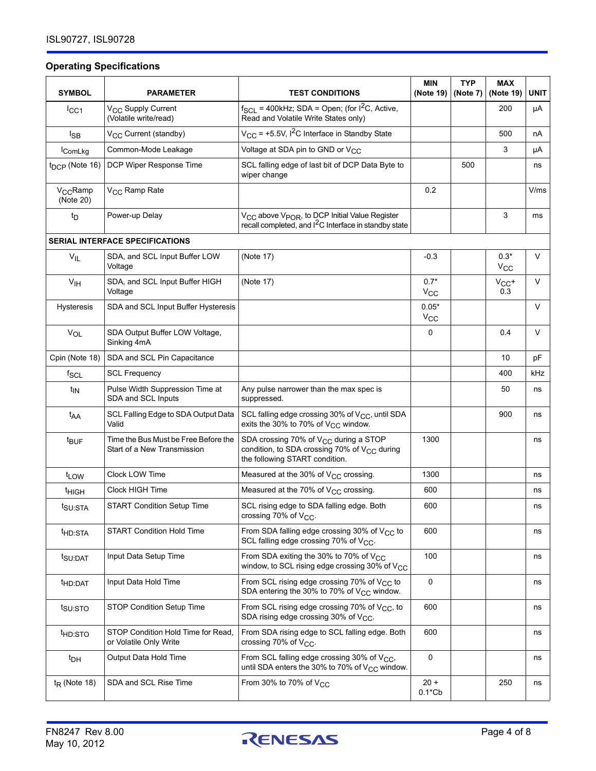## Operating Specifications

| SYMBOL | PARAMETER | TEST CONDITIONS | MIN (Note 19) | TYP (Note 7) | MAX (Note 19) | UNIT |
|---|---|---|---|---|---|---|
| $I_{CC1}$ | $V_{CC}$ Supply Current (Volatile write/read) | $f_{SCL}$ = 400kHz; SDA = Open; (for $I^2C$, Active, Read and Volatile Write States only) | | | 200 | µA |
| $I_{SB}$ | $V_{CC}$ Current (standby) | $V_{CC}$ = +5.5V, $I^2C$ Interface in Standby State | | | 500 | nA |
| $I_{ComLkg}$ | Common-Mode Leakage | Voltage at SDA pin to GND or $V_{CC}$ | | | 3 | µA |
| $t_{DCP}$ (Note 16) | DCP Wiper Response Time | SCL falling edge of last bit of DCP Data Byte to wiper change | | 500 | | ns |
| $V_{CC}$Ramp (Note 20) | $V_{CC}$ Ramp Rate | | 0.2 | | | V/ms |
| $t_D$ | Power-up Delay | $V_{CC}$ above $V_{POR}$, to DCP Initial Value Register recall completed, and $I^2C$ Interface in standby state | | | 3 | ms |
| **SERIAL INTERFACE SPECIFICATIONS** | | | | | | |
| $V_{IL}$ | SDA, and SCL Input Buffer LOW Voltage | (Note 17) | -0.3 | | 0.3* $V_{CC}$ | V |
| $V_{IH}$ | SDA, and SCL Input Buffer HIGH Voltage | (Note 17) | 0.7* $V_{CC}$ | | $V_{CC}$+ 0.3 | V |
| Hysteresis | SDA and SCL Input Buffer Hysteresis | | 0.05* $V_{CC}$ | | | V |
| $V_{OL}$ | SDA Output Buffer LOW Voltage, Sinking 4mA | | 0 | | 0.4 | V |
| Cpin (Note 18) | SDA and SCL Pin Capacitance | | | | 10 | pF |
| $f_{SCL}$ | SCL Frequency | | | | 400 | kHz |
| $t_{IN}$ | Pulse Width Suppression Time at SDA and SCL Inputs | Any pulse narrower than the max spec is suppressed. | | | 50 | ns |
| $t_{AA}$ | SCL Falling Edge to SDA Output Data Valid | SCL falling edge crossing 30% of $V_{CC}$, until SDA exits the 30% to 70% of $V_{CC}$ window. | | | 900 | ns |
| $t_{BUF}$ | Time the Bus Must be Free Before the Start of a New Transmission | SDA crossing 70% of $V_{CC}$ during a STOP condition, to SDA crossing 70% of $V_{CC}$ during the following START condition. | 1300 | | | ns |
| $t_{LOW}$ | Clock LOW Time | Measured at the 30% of $V_{CC}$ crossing. | 1300 | | | ns |
| $t_{HIGH}$ | Clock HIGH Time | Measured at the 70% of $V_{CC}$ crossing. | 600 | | | ns |
| $t_{SU:STA}$ | START Condition Setup Time | SCL rising edge to SDA falling edge. Both crossing 70% of $V_{CC}$. | 600 | | | ns |
| $t_{HD:STA}$ | START Condition Hold Time | From SDA falling edge crossing 30% of $V_{CC}$ to SCL falling edge crossing 70% of $V_{CC}$. | 600 | | | ns |
| $t_{SU:DAT}$ | Input Data Setup Time | From SDA exiting the 30% to 70% of $V_{CC}$ window, to SCL rising edge crossing 30% of $V_{CC}$ | 100 | | | ns |
| $t_{HD:DAT}$ | Input Data Hold Time | From SCL rising edge crossing 70% of $V_{CC}$ to SDA entering the 30% to 70% of $V_{CC}$ window. | 0 | | | ns |
| $t_{SU:STO}$ | STOP Condition Setup Time | From SCL rising edge crossing 70% of $V_{CC}$, to SDA rising edge crossing 30% of $V_{CC}$. | 600 | | | ns |
| $t_{HD:STO}$ | STOP Condition Hold Time for Read, or Volatile Only Write | From SDA rising edge to SCL falling edge. Both crossing 70% of $V_{CC}$. | 600 | | | ns |
| $t_{DH}$ | Output Data Hold Time | From SCL falling edge crossing 30% of $V_{CC}$, until SDA enters the 30% to 70% of $V_{CC}$ window. | 0 | | | ns |
| $t_R$ (Note 18) | SDA and SCL Rise Time | From 30% to 70% of $V_{CC}$ | 20 + 0.1*Cb | | 250 | ns |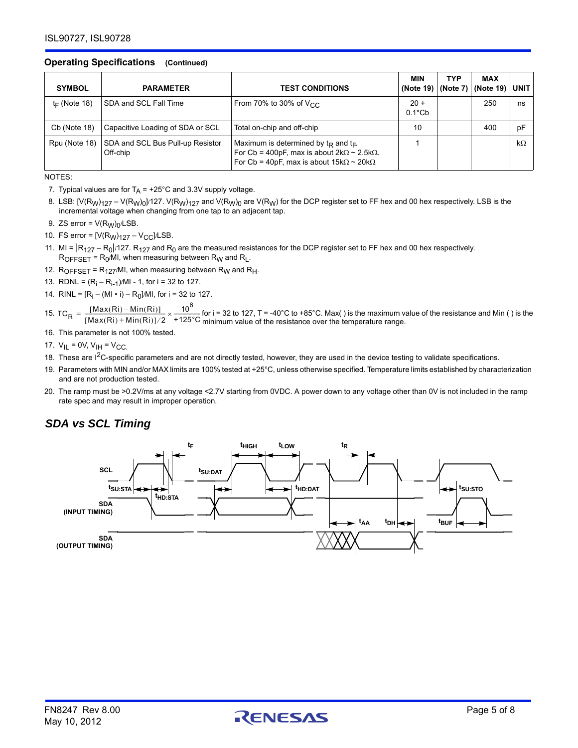### Operating Specifications (Continued)

| SYMBOL | PARAMETER | TEST CONDITIONS | MIN (Note 19) | TYP (Note 7) | MAX (Note 19) | UNIT |
|---|---|---|---|---|---|---|
| $t_F$ (Note 18) | SDA and SCL Fall Time | From 70% to 30% of $V_{CC}$ | 20 + 0.1*Cb | | 250 | ns |
| Cb (Note 18) | Capacitive Loading of SDA or SCL | Total on-chip and off-chip | 10 | | 400 | pF |
| Rpu (Note 18) | SDA and SCL Bus Pull-up Resistor Off-chip | Maximum is determined by $t_R$ and $t_F$. For Cb = 400pF, max is about 2kΩ ~ 2.5kΩ. For Cb = 40pF, max is about 15kΩ ~ 20kΩ | 1 | | | kΩ |

NOTES:

7. Typical values are for $T_A$ = +25°C and 3.3V supply voltage.
8. LSB: $[V(R_W)_{127} - V(R_W)_0]/127$. $V(R_W)_{127}$ and $V(R_W)_0$ are $V(R_W)$ for the DCP register set to FF hex and 00 hex respectively. LSB is the incremental voltage when changing from one tap to an adjacent tap.
9. ZS error = $V(R_W)_0$/LSB.
10. FS error = $[V(R_W)_{127} - V_{CC}]$/LSB.
11. MI = $|R_{127} - R_0|/127$. $R_{127}$ and $R_0$ are the measured resistances for the DCP register set to FF hex and 00 hex respectively. $R_{OFFSET} = R_0/MI$, when measuring between $R_W$ and $R_L$.
12. $R_{OFFSET} = R_{127}/MI$, when measuring between $R_W$ and $R_H$.
13. RDNL = $(R_i - R_{i-1})/MI - 1$, for i = 32 to 127.
14. RINL = $[R_i - (MI \cdot i) - R_0]/MI$, for i = 32 to 127.
15. $TC_R = \frac{[Max(Ri) - Min(Ri)]}{[Max(Ri) + Min(Ri)]/2} \times \frac{10^6}{+125°C}$ for i = 32 to 127, T = -40°C to +85°C. Max( ) is the maximum value of the resistance and Min ( ) is the minimum value of the resistance over the temperature range.
16. This parameter is not 100% tested.
17. $V_{IL}$ = 0V, $V_{IH} = V_{CC}$.
18. These are I²C-specific parameters and are not directly tested, however, they are used in the device testing to validate specifications.
19. Parameters with MIN and/or MAX limits are 100% tested at +25°C, unless otherwise specified. Temperature limits established by characterization and are not production tested.
20. The ramp must be >0.2V/ms at any voltage <2.7V starting from 0VDC. A power down to any voltage other than 0V is not included in the ramp rate spec and may result in improper operation.

## *SDA vs SCL Timing*

SCL, SDA (INPUT TIMING), SDA (OUTPUT TIMING) — $t_F$, $t_{HIGH}$, $t_{LOW}$, $t_R$, $t_{SU:STA}$, $t_{HD:STA}$, $t_{SU:DAT}$, $t_{HD:DAT}$, $t_{AA}$, $t_{DH}$, $t_{BUF}$, $t_{SU:STO}$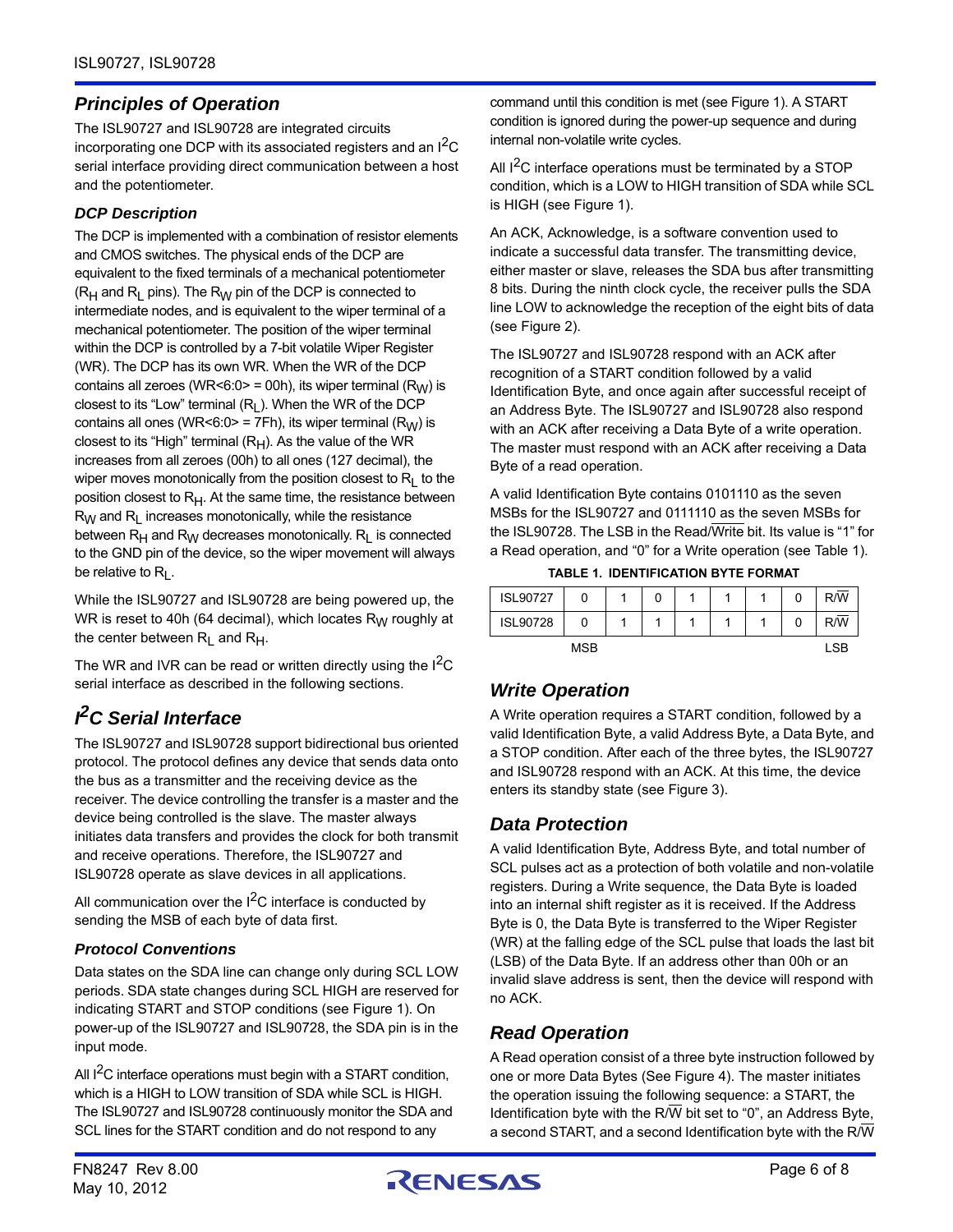## Principles of Operation

The ISL90727 and ISL90728 are integrated circuits incorporating one DCP with its associated registers and an $I^2C$ serial interface providing direct communication between a host and the potentiometer.

### DCP Description

The DCP is implemented with a combination of resistor elements and CMOS switches. The physical ends of the DCP are equivalent to the fixed terminals of a mechanical potentiometer ($R_H$ and $R_L$ pins). The $R_W$ pin of the DCP is connected to intermediate nodes, and is equivalent to the wiper terminal of a mechanical potentiometer. The position of the wiper terminal within the DCP is controlled by a 7-bit volatile Wiper Register (WR). The DCP has its own WR. When the WR of the DCP contains all zeroes (WR<6:0> = 00h), its wiper terminal ($R_W$) is closest to its "Low" terminal ($R_L$). When the WR of the DCP contains all ones (WR<6:0> = 7Fh), its wiper terminal ($R_W$) is closest to its "High" terminal ($R_H$). As the value of the WR increases from all zeroes (00h) to all ones (127 decimal), the wiper moves monotonically from the position closest to $R_L$ to the position closest to $R_H$. At the same time, the resistance between $R_W$ and $R_L$ increases monotonically, while the resistance between $R_H$ and $R_W$ decreases monotonically. $R_L$ is connected to the GND pin of the device, so the wiper movement will always be relative to $R_L$.

While the ISL90727 and ISL90728 are being powered up, the WR is reset to 40h (64 decimal), which locates $R_W$ roughly at the center between $R_L$ and $R_H$.

The WR and IVR can be read or written directly using the $I^2C$ serial interface as described in the following sections.

## $I^2C$ Serial Interface

The ISL90727 and ISL90728 support bidirectional bus oriented protocol. The protocol defines any device that sends data onto the bus as a transmitter and the receiving device as the receiver. The device controlling the transfer is a master and the device being controlled is the slave. The master always initiates data transfers and provides the clock for both transmit and receive operations. Therefore, the ISL90727 and ISL90728 operate as slave devices in all applications.

All communication over the $I^2C$ interface is conducted by sending the MSB of each byte of data first.

### Protocol Conventions

Data states on the SDA line can change only during SCL LOW periods. SDA state changes during SCL HIGH are reserved for indicating START and STOP conditions (see Figure 1). On power-up of the ISL90727 and ISL90728, the SDA pin is in the input mode.

All $I^2C$ interface operations must begin with a START condition, which is a HIGH to LOW transition of SDA while SCL is HIGH. The ISL90727 and ISL90728 continuously monitor the SDA and SCL lines for the START condition and do not respond to any command until this condition is met (see Figure 1). A START condition is ignored during the power-up sequence and during internal non-volatile write cycles.

All $I^2C$ interface operations must be terminated by a STOP condition, which is a LOW to HIGH transition of SDA while SCL is HIGH (see Figure 1).

An ACK, Acknowledge, is a software convention used to indicate a successful data transfer. The transmitting device, either master or slave, releases the SDA bus after transmitting 8 bits. During the ninth clock cycle, the receiver pulls the SDA line LOW to acknowledge the reception of the eight bits of data (see Figure 2).

The ISL90727 and ISL90728 respond with an ACK after recognition of a START condition followed by a valid Identification Byte, and once again after successful receipt of an Address Byte. The ISL90727 and ISL90728 also respond with an ACK after receiving a Data Byte of a write operation. The master must respond with an ACK after receiving a Data Byte of a read operation.

A valid Identification Byte contains 0101110 as the seven MSBs for the ISL90727 and 0111110 as the seven MSBs for the ISL90728. The LSB in the Read/$\overline{\text{Write}}$ bit. Its value is "1" for a Read operation, and "0" for a Write operation (see Table 1).

**TABLE 1. IDENTIFICATION BYTE FORMAT**

| | | | | | | | | |
|---|---|---|---|---|---|---|---|---|
| ISL90727 | 0 | 1 | 0 | 1 | 1 | 1 | 0 | R/$\overline{\text{W}}$ |
| ISL90728 | 0 | 1 | 1 | 1 | 1 | 1 | 0 | R/$\overline{\text{W}}$ |
| | MSB | | | | | | | LSB |

## Write Operation

A Write operation requires a START condition, followed by a valid Identification Byte, a valid Address Byte, a Data Byte, and a STOP condition. After each of the three bytes, the ISL90727 and ISL90728 respond with an ACK. At this time, the device enters its standby state (see Figure 3).

## Data Protection

A valid Identification Byte, Address Byte, and total number of SCL pulses act as a protection of both volatile and non-volatile registers. During a Write sequence, the Data Byte is loaded into an internal shift register as it is received. If the Address Byte is 0, the Data Byte is transferred to the Wiper Register (WR) at the falling edge of the SCL pulse that loads the last bit (LSB) of the Data Byte. If an address other than 00h or an invalid slave address is sent, then the device will respond with no ACK.

## Read Operation

A Read operation consist of a three byte instruction followed by one or more Data Bytes (See Figure 4). The master initiates the operation issuing the following sequence: a START, the Identification byte with the R/$\overline{\text{W}}$ bit set to "0", an Address Byte, a second START, and a second Identification byte with the R/$\overline{\text{W}}$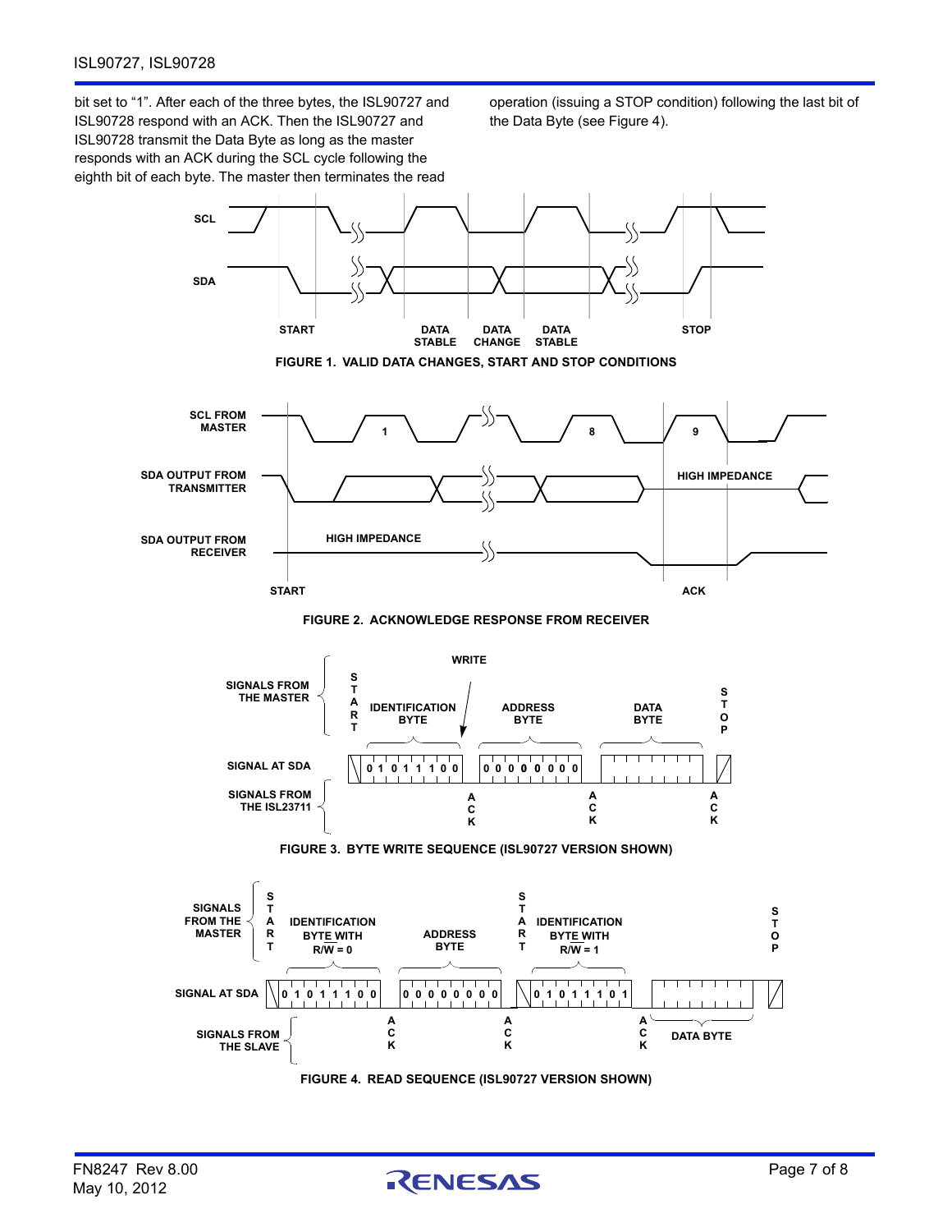bit set to "1". After each of the three bytes, the ISL90727 and ISL90728 respond with an ACK. Then the ISL90727 and ISL90728 transmit the Data Byte as long as the master responds with an ACK during the SCL cycle following the eighth bit of each byte. The master then terminates the read operation (issuing a STOP condition) following the last bit of the Data Byte (see Figure 4).

FIGURE 1. VALID DATA CHANGES, START AND STOP CONDITIONS

FIGURE 2. ACKNOWLEDGE RESPONSE FROM RECEIVER

FIGURE 3. BYTE WRITE SEQUENCE (ISL90727 VERSION SHOWN)

FIGURE 4. READ SEQUENCE (ISL90727 VERSION SHOWN)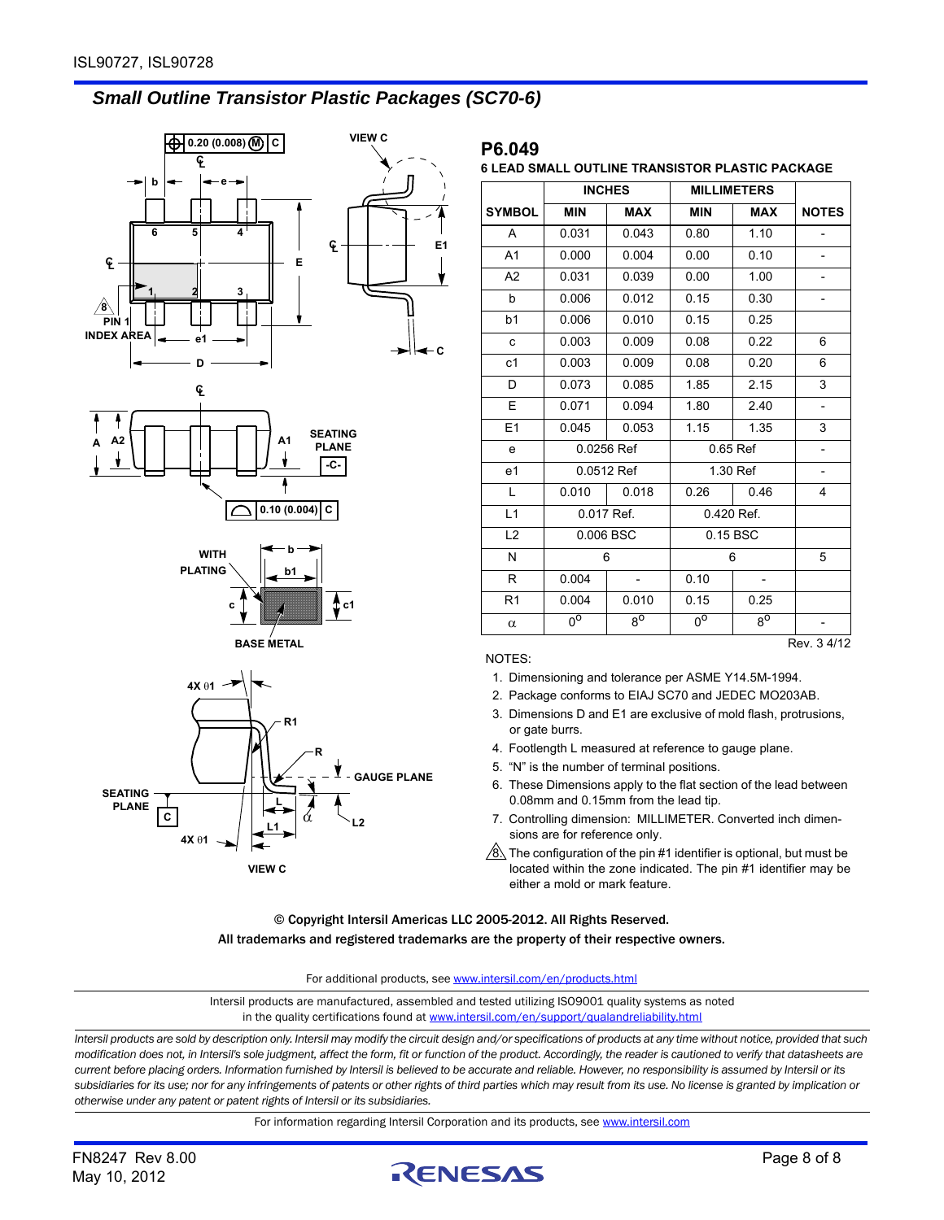## *Small Outline Transistor Plastic Packages (SC70-6)*

VIEW C

b
e
6
5
4
E
1
2
3
8
PIN 1
INDEX AREA
e1
D
E1
C
A
A2
A1
SEATING PLANE
-C-
0.20 (0.008) M C
0.10 (0.004) C
WITH PLATING
b
b1
c
c1
BASE METAL
4X θ1
R1
R
GAUGE PLANE
SEATING PLANE
C
L
L1
α
L2
4X θ1
VIEW C

### P6.049

**6 LEAD SMALL OUTLINE TRANSISTOR PLASTIC PACKAGE**

| SYMBOL | INCHES | | MILLIMETERS | | NOTES |
|---|---|---|---|---|---|
| | MIN | MAX | MIN | MAX | |
| A | 0.031 | 0.043 | 0.80 | 1.10 | - |
| A1 | 0.000 | 0.004 | 0.00 | 0.10 | - |
| A2 | 0.031 | 0.039 | 0.00 | 1.00 | - |
| b | 0.006 | 0.012 | 0.15 | 0.30 | - |
| b1 | 0.006 | 0.010 | 0.15 | 0.25 | |
| c | 0.003 | 0.009 | 0.08 | 0.22 | 6 |
| c1 | 0.003 | 0.009 | 0.08 | 0.20 | 6 |
| D | 0.073 | 0.085 | 1.85 | 2.15 | 3 |
| E | 0.071 | 0.094 | 1.80 | 2.40 | - |
| E1 | 0.045 | 0.053 | 1.15 | 1.35 | 3 |
| e | 0.0256 Ref | | 0.65 Ref | | - |
| e1 | 0.0512 Ref | | 1.30 Ref | | - |
| L | 0.010 | 0.018 | 0.26 | 0.46 | 4 |
| L1 | 0.017 Ref. | | 0.420 Ref. | | |
| L2 | 0.006 BSC | | 0.15 BSC | | |
| N | 6 | | 6 | | 5 |
| R | 0.004 | - | 0.10 | - | |
| R1 | 0.004 | 0.010 | 0.15 | 0.25 | |
| α | $0^o$ | $8^o$ | $0^o$ | $8^o$ | - |

Rev. 3 4/12

NOTES:

1. Dimensioning and tolerance per ASME Y14.5M-1994.
2. Package conforms to EIAJ SC70 and JEDEC MO203AB.
3. Dimensions D and E1 are exclusive of mold flash, protrusions, or gate burrs.
4. Footlength L measured at reference to gauge plane.
5. "N" is the number of terminal positions.
6. These Dimensions apply to the flat section of the lead between 0.08mm and 0.15mm from the lead tip.
7. Controlling dimension: MILLIMETER. Converted inch dimensions are for reference only.
8. The configuration of the pin #1 identifier is optional, but must be located within the zone indicated. The pin #1 identifier may be either a mold or mark feature.

**© Copyright Intersil Americas LLC 2005-2012. All Rights Reserved.**
**All trademarks and registered trademarks are the property of their respective owners.**

For additional products, see www.intersil.com/en/products.html

Intersil products are manufactured, assembled and tested utilizing ISO9001 quality systems as noted in the quality certifications found at www.intersil.com/en/support/qualandreliability.html

*Intersil products are sold by description only. Intersil may modify the circuit design and/or specifications of products at any time without notice, provided that such modification does not, in Intersil's sole judgment, affect the form, fit or function of the product. Accordingly, the reader is cautioned to verify that datasheets are current before placing orders. Information furnished by Intersil is believed to be accurate and reliable. However, no responsibility is assumed by Intersil or its subsidiaries for its use; nor for any infringements of patents or other rights of third parties which may result from its use. No license is granted by implication or otherwise under any patent or patent rights of Intersil or its subsidiaries.*

For information regarding Intersil Corporation and its products, see www.intersil.com